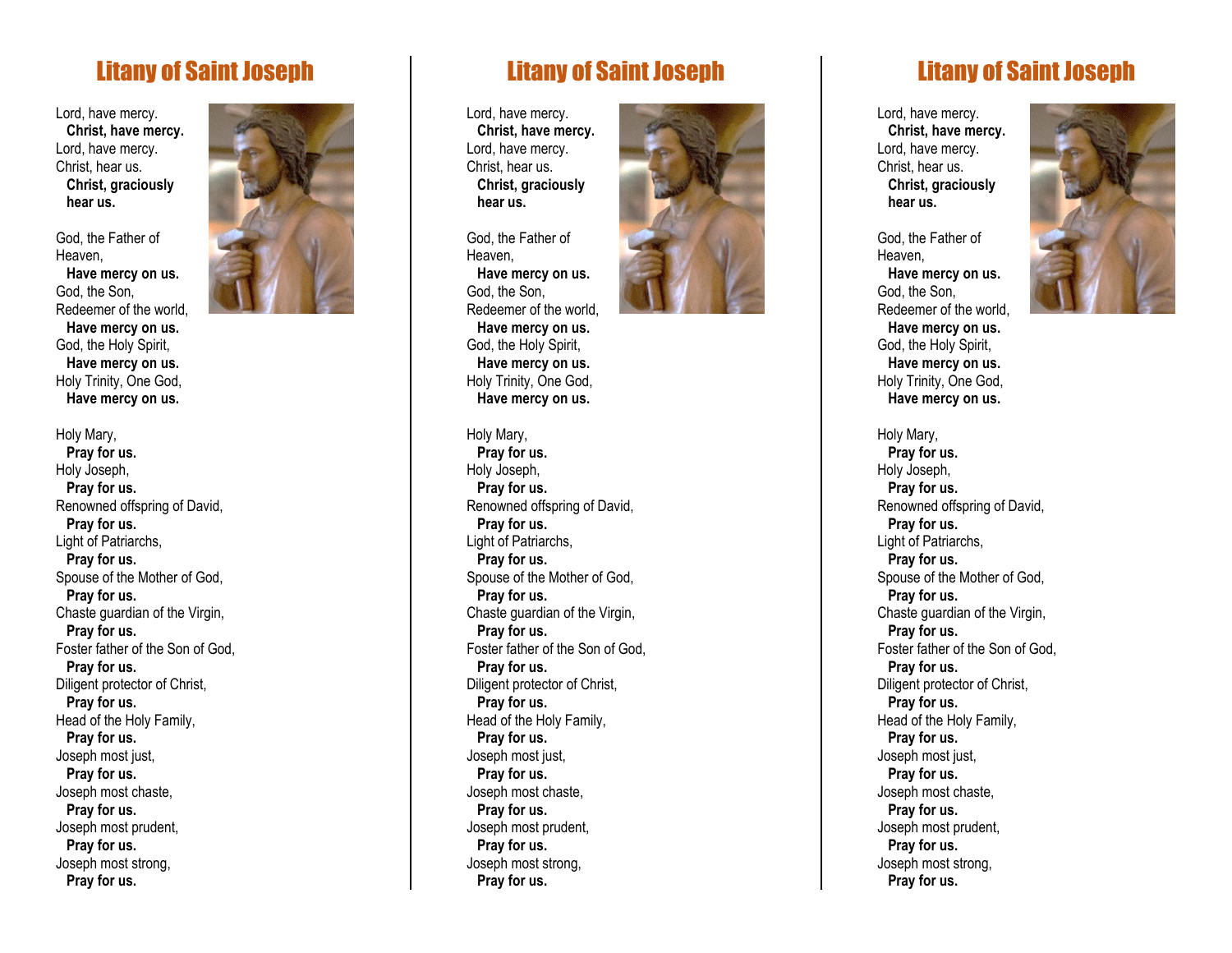# Litany of Saint Joseph

Lord, have mercy.
**Christ, have mercy.**
Lord, have mercy.
Christ, hear us.
**Christ, graciously hear us.**

God, the Father of Heaven,
**Have mercy on us.**
God, the Son, Redeemer of the world,
**Have mercy on us.**
God, the Holy Spirit,
**Have mercy on us.**
Holy Trinity, One God,
**Have mercy on us.**

Holy Mary,
**Pray for us.**
Holy Joseph,
**Pray for us.**
Renowned offspring of David,
**Pray for us.**
Light of Patriarchs,
**Pray for us.**
Spouse of the Mother of God,
**Pray for us.**
Chaste guardian of the Virgin,
**Pray for us.**
Foster father of the Son of God,
**Pray for us.**
Diligent protector of Christ,
**Pray for us.**
Head of the Holy Family,
**Pray for us.**
Joseph most just,
**Pray for us.**
Joseph most chaste,
**Pray for us.**
Joseph most prudent,
**Pray for us.**
Joseph most strong,
**Pray for us.**

# Litany of Saint Joseph

Lord, have mercy.
**Christ, have mercy.**
Lord, have mercy.
Christ, hear us.
**Christ, graciously hear us.**

God, the Father of Heaven,
**Have mercy on us.**
God, the Son, Redeemer of the world,
**Have mercy on us.**
God, the Holy Spirit,
**Have mercy on us.**
Holy Trinity, One God,
**Have mercy on us.**

Holy Mary,
**Pray for us.**
Holy Joseph,
**Pray for us.**
Renowned offspring of David,
**Pray for us.**
Light of Patriarchs,
**Pray for us.**
Spouse of the Mother of God,
**Pray for us.**
Chaste guardian of the Virgin,
**Pray for us.**
Foster father of the Son of God,
**Pray for us.**
Diligent protector of Christ,
**Pray for us.**
Head of the Holy Family,
**Pray for us.**
Joseph most just,
**Pray for us.**
Joseph most chaste,
**Pray for us.**
Joseph most prudent,
**Pray for us.**
Joseph most strong,
**Pray for us.**

# Litany of Saint Joseph

Lord, have mercy.
**Christ, have mercy.**
Lord, have mercy.
Christ, hear us.
**Christ, graciously hear us.**

God, the Father of Heaven,
**Have mercy on us.**
God, the Son, Redeemer of the world,
**Have mercy on us.**
God, the Holy Spirit,
**Have mercy on us.**
Holy Trinity, One God,
**Have mercy on us.**

Holy Mary,
**Pray for us.**
Holy Joseph,
**Pray for us.**
Renowned offspring of David,
**Pray for us.**
Light of Patriarchs,
**Pray for us.**
Spouse of the Mother of God,
**Pray for us.**
Chaste guardian of the Virgin,
**Pray for us.**
Foster father of the Son of God,
**Pray for us.**
Diligent protector of Christ,
**Pray for us.**
Head of the Holy Family,
**Pray for us.**
Joseph most just,
**Pray for us.**
Joseph most chaste,
**Pray for us.**
Joseph most prudent,
**Pray for us.**
Joseph most strong,
**Pray for us.**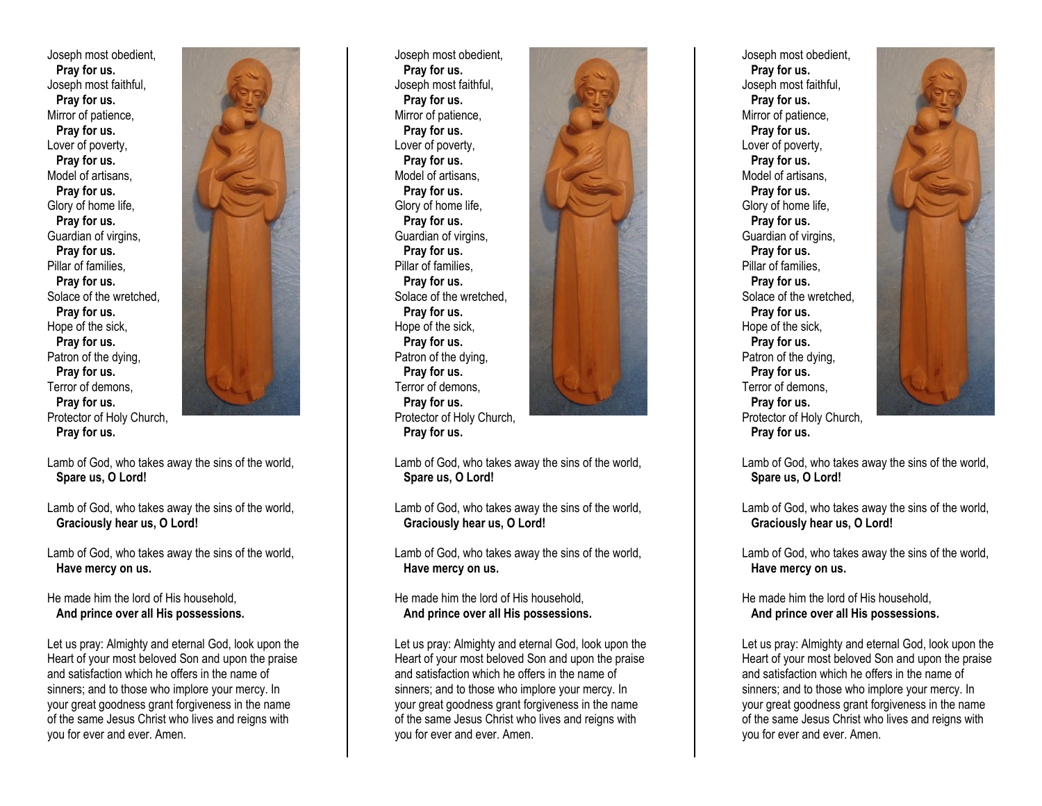Joseph most obedient,
**Pray for us.**
Joseph most faithful,
**Pray for us.**
Mirror of patience,
**Pray for us.**
Lover of poverty,
**Pray for us.**
Model of artisans,
**Pray for us.**
Glory of home life,
**Pray for us.**
Guardian of virgins,
**Pray for us.**
Pillar of families,
**Pray for us.**
Solace of the wretched,
**Pray for us.**
Hope of the sick,
**Pray for us.**
Patron of the dying,
**Pray for us.**
Terror of demons,
**Pray for us.**
Protector of Holy Church,
**Pray for us.**

Lamb of God, who takes away the sins of the world,
**Spare us, O Lord!**

Lamb of God, who takes away the sins of the world,
**Graciously hear us, O Lord!**

Lamb of God, who takes away the sins of the world,
**Have mercy on us.**

He made him the lord of His household,
**And prince over all His possessions.**

Let us pray: Almighty and eternal God, look upon the Heart of your most beloved Son and upon the praise and satisfaction which he offers in the name of sinners; and to those who implore your mercy. In your great goodness grant forgiveness in the name of the same Jesus Christ who lives and reigns with you for ever and ever. Amen.

---

Joseph most obedient,
**Pray for us.**
Joseph most faithful,
**Pray for us.**
Mirror of patience,
**Pray for us.**
Lover of poverty,
**Pray for us.**
Model of artisans,
**Pray for us.**
Glory of home life,
**Pray for us.**
Guardian of virgins,
**Pray for us.**
Pillar of families,
**Pray for us.**
Solace of the wretched,
**Pray for us.**
Hope of the sick,
**Pray for us.**
Patron of the dying,
**Pray for us.**
Terror of demons,
**Pray for us.**
Protector of Holy Church,
**Pray for us.**

Lamb of God, who takes away the sins of the world,
**Spare us, O Lord!**

Lamb of God, who takes away the sins of the world,
**Graciously hear us, O Lord!**

Lamb of God, who takes away the sins of the world,
**Have mercy on us.**

He made him the lord of His household,
**And prince over all His possessions.**

Let us pray: Almighty and eternal God, look upon the Heart of your most beloved Son and upon the praise and satisfaction which he offers in the name of sinners; and to those who implore your mercy. In your great goodness grant forgiveness in the name of the same Jesus Christ who lives and reigns with you for ever and ever. Amen.

---

Joseph most obedient,
**Pray for us.**
Joseph most faithful,
**Pray for us.**
Mirror of patience,
**Pray for us.**
Lover of poverty,
**Pray for us.**
Model of artisans,
**Pray for us.**
Glory of home life,
**Pray for us.**
Guardian of virgins,
**Pray for us.**
Pillar of families,
**Pray for us.**
Solace of the wretched,
**Pray for us.**
Hope of the sick,
**Pray for us.**
Patron of the dying,
**Pray for us.**
Terror of demons,
**Pray for us.**
Protector of Holy Church,
**Pray for us.**

Lamb of God, who takes away the sins of the world,
**Spare us, O Lord!**

Lamb of God, who takes away the sins of the world,
**Graciously hear us, O Lord!**

Lamb of God, who takes away the sins of the world,
**Have mercy on us.**

He made him the lord of His household,
**And prince over all His possessions.**

Let us pray: Almighty and eternal God, look upon the Heart of your most beloved Son and upon the praise and satisfaction which he offers in the name of sinners; and to those who implore your mercy. In your great goodness grant forgiveness in the name of the same Jesus Christ who lives and reigns with you for ever and ever. Amen.